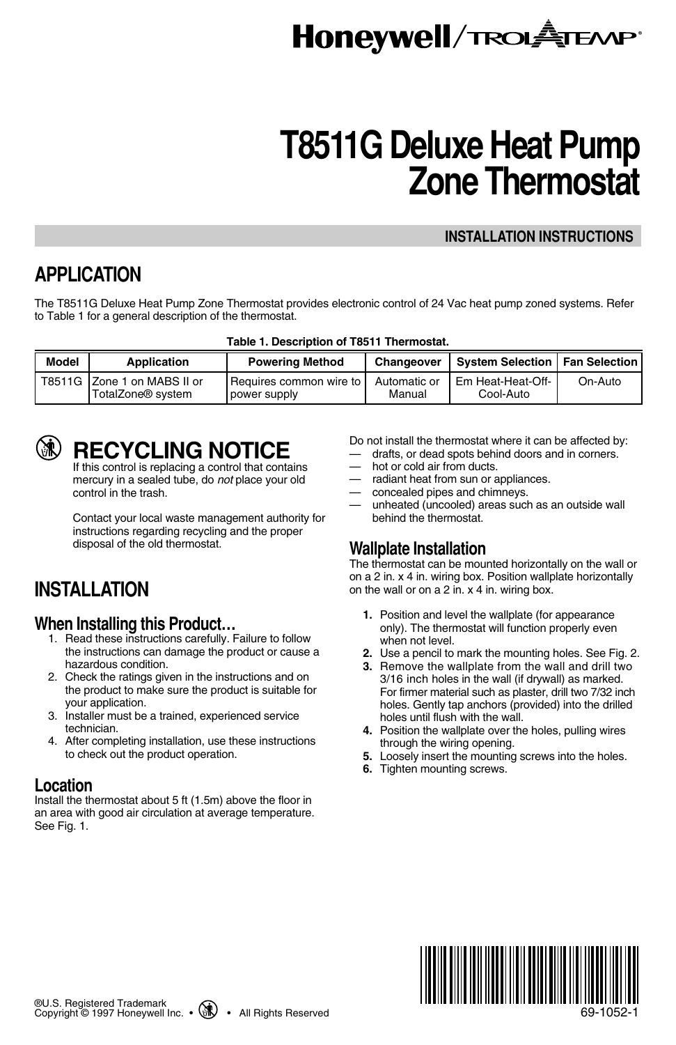Honeywell/TROLATEMP®

# T8511G Deluxe Heat Pump Zone Thermostat

## INSTALLATION INSTRUCTIONS

## APPLICATION

The T8511G Deluxe Heat Pump Zone Thermostat provides electronic control of 24 Vac heat pump zoned systems. Refer to Table 1 for a general description of the thermostat.

**Table 1. Description of T8511 Thermostat.**

| Model | Application | Powering Method | Changeover | System Selection | Fan Selection |
|---|---|---|---|---|---|
| T8511G | Zone 1 on MABS II or TotalZone® system | Requires common wire to power supply | Automatic or Manual | Em Heat-Heat-Off-Cool-Auto | On-Auto |

## RECYCLING NOTICE

If this control is replacing a control that contains mercury in a sealed tube, do *not* place your old control in the trash.

Contact your local waste management authority for instructions regarding recycling and the proper disposal of the old thermostat.

## INSTALLATION

### When Installing this Product…

1. Read these instructions carefully. Failure to follow the instructions can damage the product or cause a hazardous condition.
2. Check the ratings given in the instructions and on the product to make sure the product is suitable for your application.
3. Installer must be a trained, experienced service technician.
4. After completing installation, use these instructions to check out the product operation.

### Location

Install the thermostat about 5 ft (1.5m) above the floor in an area with good air circulation at average temperature. See Fig. 1.

Do not install the thermostat where it can be affected by:
- drafts, or dead spots behind doors and in corners.
- hot or cold air from ducts.
- radiant heat from sun or appliances.
- concealed pipes and chimneys.
- unheated (uncooled) areas such as an outside wall behind the thermostat.

### Wallplate Installation

The thermostat can be mounted horizontally on the wall or on a 2 in. x 4 in. wiring box. Position wallplate horizontally on the wall or on a 2 in. x 4 in. wiring box.

1. Position and level the wallplate (for appearance only). The thermostat will function properly even when not level.
2. Use a pencil to mark the mounting holes. See Fig. 2.
3. Remove the wallplate from the wall and drill two 3/16 inch holes in the wall (if drywall) as marked. For firmer material such as plaster, drill two 7/32 inch holes. Gently tap anchors (provided) into the drilled holes until flush with the wall.
4. Position the wallplate over the holes, pulling wires through the wiring opening.
5. Loosely insert the mounting screws into the holes.
6. Tighten mounting screws.

®U.S. Registered Trademark
Copyright © 1997 Honeywell Inc. • All Rights Reserved

69-1052-1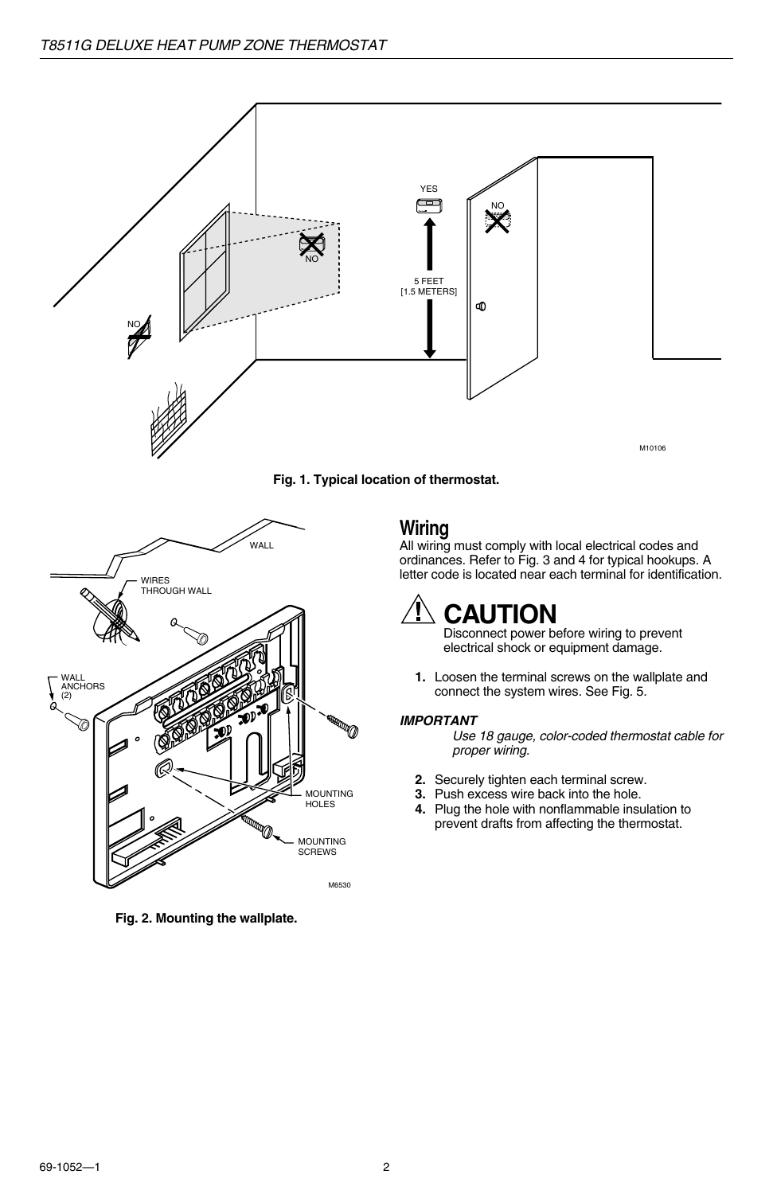Fig. 1. Typical location of thermostat.

Fig. 2. Mounting the wallplate.

## Wiring

All wiring must comply with local electrical codes and ordinances. Refer to Fig. 3 and 4 for typical hookups. A letter code is located near each terminal for identification.

### ! CAUTION

Disconnect power before wiring to prevent electrical shock or equipment damage.

1. Loosen the terminal screws on the wallplate and connect the system wires. See Fig. 5.

***IMPORTANT***

*Use 18 gauge, color-coded thermostat cable for proper wiring.*

2. Securely tighten each terminal screw.
3. Push excess wire back into the hole.
4. Plug the hole with nonflammable insulation to prevent drafts from affecting the thermostat.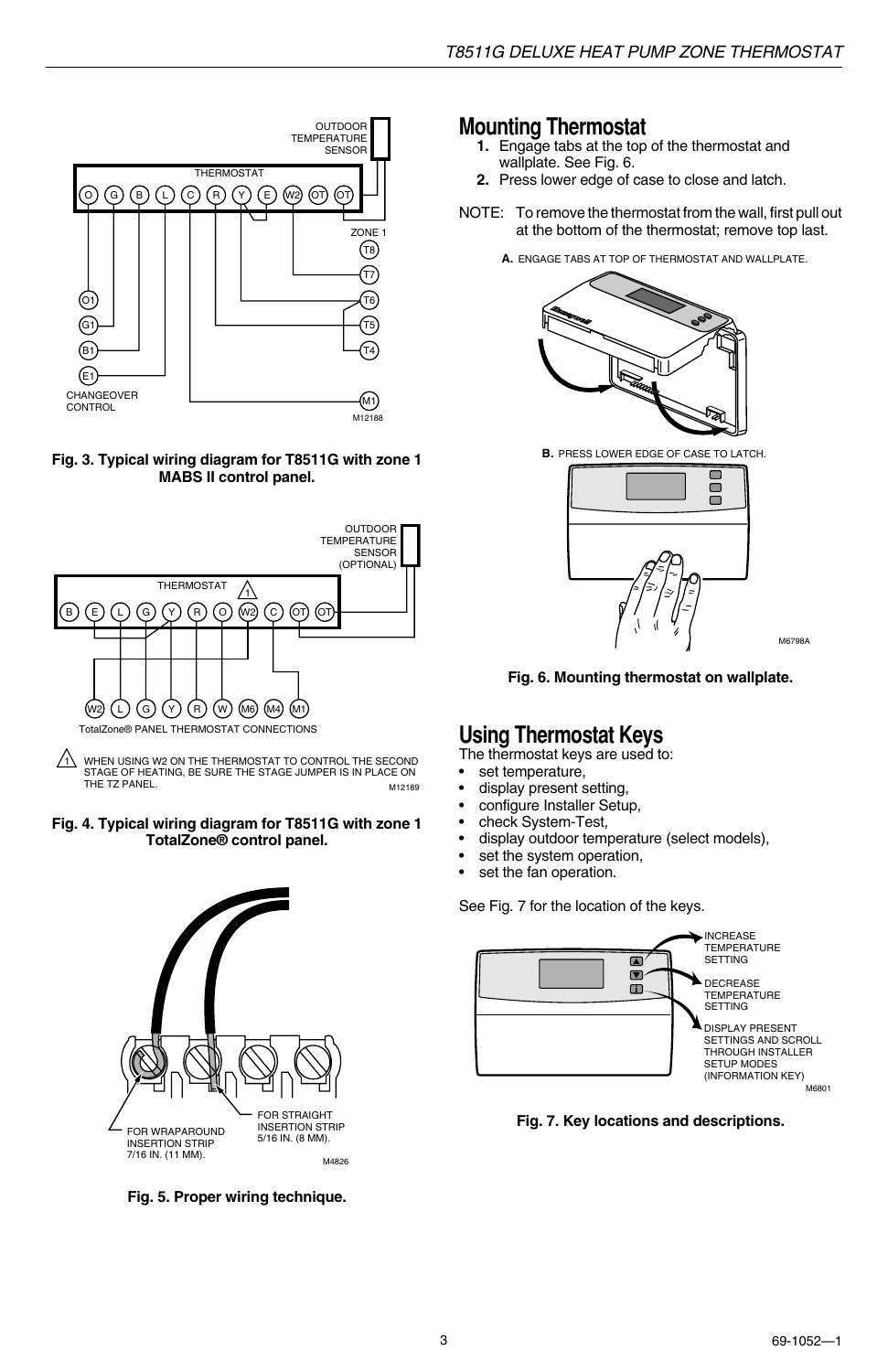Fig. 3. Typical wiring diagram for T8511G with zone 1 MABS II control panel.

Fig. 4. Typical wiring diagram for T8511G with zone 1 TotalZone® control panel.

Fig. 5. Proper wiring technique.

## Mounting Thermostat

1. Engage tabs at the top of the thermostat and wallplate. See Fig. 6.
2. Press lower edge of case to close and latch.

NOTE: To remove the thermostat from the wall, first pull out at the bottom of the thermostat; remove top last.

Fig. 6. Mounting thermostat on wallplate.

## Using Thermostat Keys

The thermostat keys are used to:

- set temperature,
- display present setting,
- configure Installer Setup,
- check System-Test,
- display outdoor temperature (select models),
- set the system operation,
- set the fan operation.

See Fig. 7 for the location of the keys.

Fig. 7. Key locations and descriptions.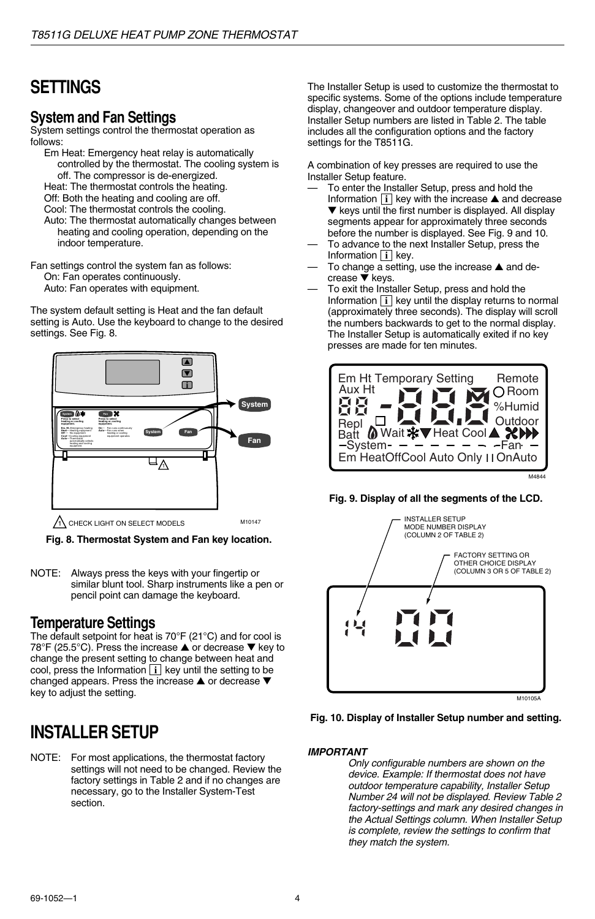# SETTINGS

## System and Fan Settings

System settings control the thermostat operation as follows:

- Em Heat: Emergency heat relay is automatically controlled by the thermostat. The cooling system is off. The compressor is de-energized.
- Heat: The thermostat controls the heating.
- Off: Both the heating and cooling are off.
- Cool: The thermostat controls the cooling.
- Auto: The thermostat automatically changes between heating and cooling operation, depending on the indoor temperature.

Fan settings control the system fan as follows:

- On: Fan operates continuously.
- Auto: Fan operates with equipment.

The system default setting is Heat and the fan default setting is Auto. Use the keyboard to change to the desired settings. See Fig. 8.

CHECK LIGHT ON SELECT MODELS

**Fig. 8. Thermostat System and Fan key location.**

NOTE: Always press the keys with your fingertip or similar blunt tool. Sharp instruments like a pen or pencil point can damage the keyboard.

## Temperature Settings

The default setpoint for heat is 70°F (21°C) and for cool is 78°F (25.5°C). Press the increase ▲ or decrease ▼ key to change the present setting to change between heat and cool, press the Information [i] key until the setting to be changed appears. Press the increase ▲ or decrease ▼ key to adjust the setting.

# INSTALLER SETUP

NOTE: For most applications, the thermostat factory settings will not need to be changed. Review the factory settings in Table 2 and if no changes are necessary, go to the Installer System-Test section.

The Installer Setup is used to customize the thermostat to specific systems. Some of the options include temperature display, changeover and outdoor temperature display. Installer Setup numbers are listed in Table 2. The table includes all the configuration options and the factory settings for the T8511G.

A combination of key presses are required to use the Installer Setup feature.

- To enter the Installer Setup, press and hold the Information [i] key with the increase ▲ and decrease ▼ keys until the first number is displayed. All display segments appear for approximately three seconds before the number is displayed. See Fig. 9 and 10.
- To advance to the next Installer Setup, press the Information [i] key.
- To change a setting, use the increase ▲ and decrease ▼ keys.
- To exit the Installer Setup, press and hold the Information [i] key until the display returns to normal (approximately three seconds). The display will scroll the numbers backwards to get to the normal display. The Installer Setup is automatically exited if no key presses are made for ten minutes.

**Fig. 9. Display of all the segments of the LCD.**

INSTALLER SETUP MODE NUMBER DISPLAY (COLUMN 2 OF TABLE 2)

FACTORY SETTING OR OTHER CHOICE DISPLAY (COLUMN 3 OR 5 OF TABLE 2)

**Fig. 10. Display of Installer Setup number and setting.**

***IMPORTANT***

*Only configurable numbers are shown on the device. Example: If thermostat does not have outdoor temperature capability, Installer Setup Number 24 will not be displayed. Review Table 2 factory-settings and mark any desired changes in the Actual Settings column. When Installer Setup is complete, review the settings to confirm that they match the system.*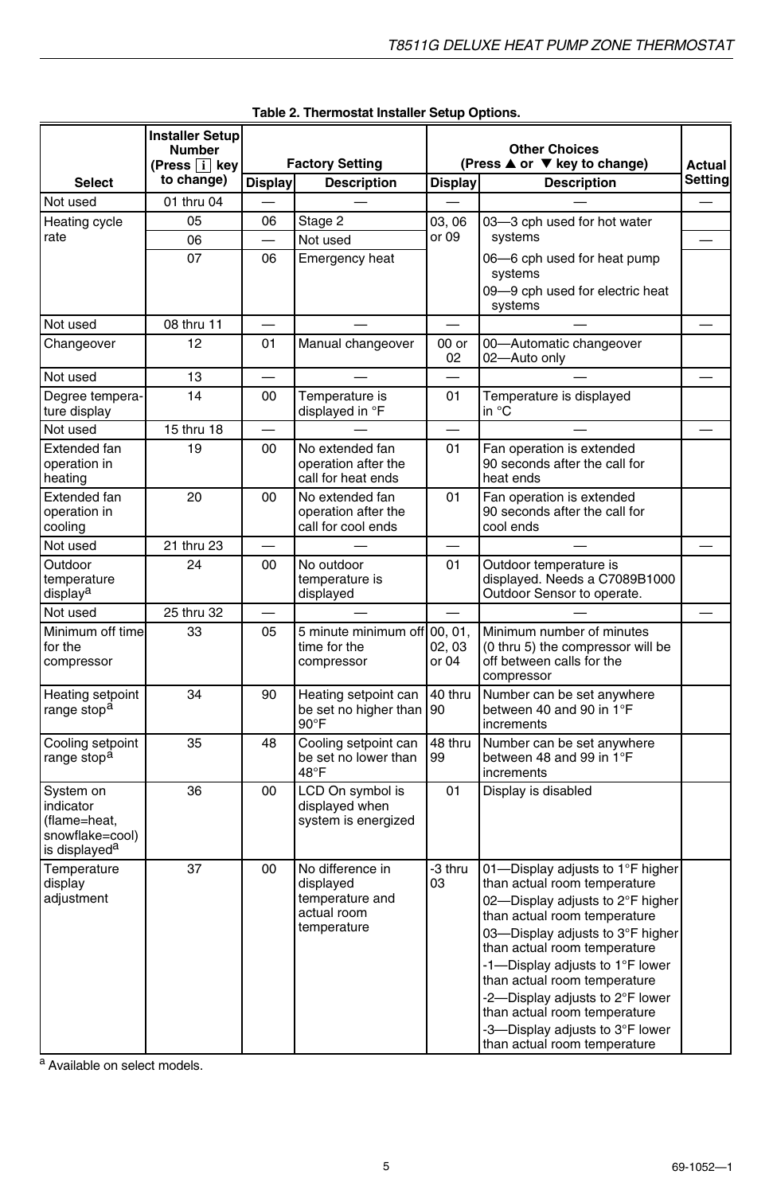**Table 2. Thermostat Installer Setup Options.**

| Select | Installer Setup Number (Press [i] key to change) | Factory Setting | | Other Choices (Press ▲ or ▼ key to change) | | Actual Setting |
|---|---|---|---|---|---|---|
| | | Display | Description | Display | Description | |
| Not used | 01 thru 04 | — | — | — | — | — |
| Heating cycle rate | 05 | 06 | Stage 2 | 03, 06 or 09 | 03—3 cph used for hot water systems<br>06—6 cph used for heat pump systems<br>09—9 cph used for electric heat systems | |
| | 06 | — | Not used | | | — |
| | 07 | 06 | Emergency heat | | | |
| Not used | 08 thru 11 | — | — | — | — | — |
| Changeover | 12 | 01 | Manual changeover | 00 or 02 | 00—Automatic changeover<br>02—Auto only | |
| Not used | 13 | — | — | — | — | — |
| Degree temperature display | 14 | 00 | Temperature is displayed in °F | 01 | Temperature is displayed in °C | |
| Not used | 15 thru 18 | — | — | — | — | — |
| Extended fan operation in heating | 19 | 00 | No extended fan operation after the call for heat ends | 01 | Fan operation is extended 90 seconds after the call for heat ends | |
| Extended fan operation in cooling | 20 | 00 | No extended fan operation after the call for cool ends | 01 | Fan operation is extended 90 seconds after the call for cool ends | |
| Not used | 21 thru 23 | — | — | — | — | — |
| Outdoor temperature display[a] | 24 | 00 | No outdoor temperature is displayed | 01 | Outdoor temperature is displayed. Needs a C7089B1000 Outdoor Sensor to operate. | |
| Not used | 25 thru 32 | — | — | — | — | — |
| Minimum off time for the compressor | 33 | 05 | 5 minute minimum off time for the compressor | 00, 01, 02, 03 or 04 | Minimum number of minutes (0 thru 5) the compressor will be off between calls for the compressor | |
| Heating setpoint range stop[a] | 34 | 90 | Heating setpoint can be set no higher than 90°F | 40 thru 90 | Number can be set anywhere between 40 and 90 in 1°F increments | |
| Cooling setpoint range stop[a] | 35 | 48 | Cooling setpoint can be set no lower than 48°F | 48 thru 99 | Number can be set anywhere between 48 and 99 in 1°F increments | |
| System on indicator (flame=heat, snowflake=cool) is displayed[a] | 36 | 00 | LCD On symbol is displayed when system is energized | 01 | Display is disabled | |
| Temperature display adjustment | 37 | 00 | No difference in displayed temperature and actual room temperature | -3 thru 03 | 01—Display adjusts to 1°F higher than actual room temperature<br>02—Display adjusts to 2°F higher than actual room temperature<br>03—Display adjusts to 3°F higher than actual room temperature<br>-1—Display adjusts to 1°F lower than actual room temperature<br>-2—Display adjusts to 2°F lower than actual room temperature<br>-3—Display adjusts to 3°F lower than actual room temperature | |

[a] Available on select models.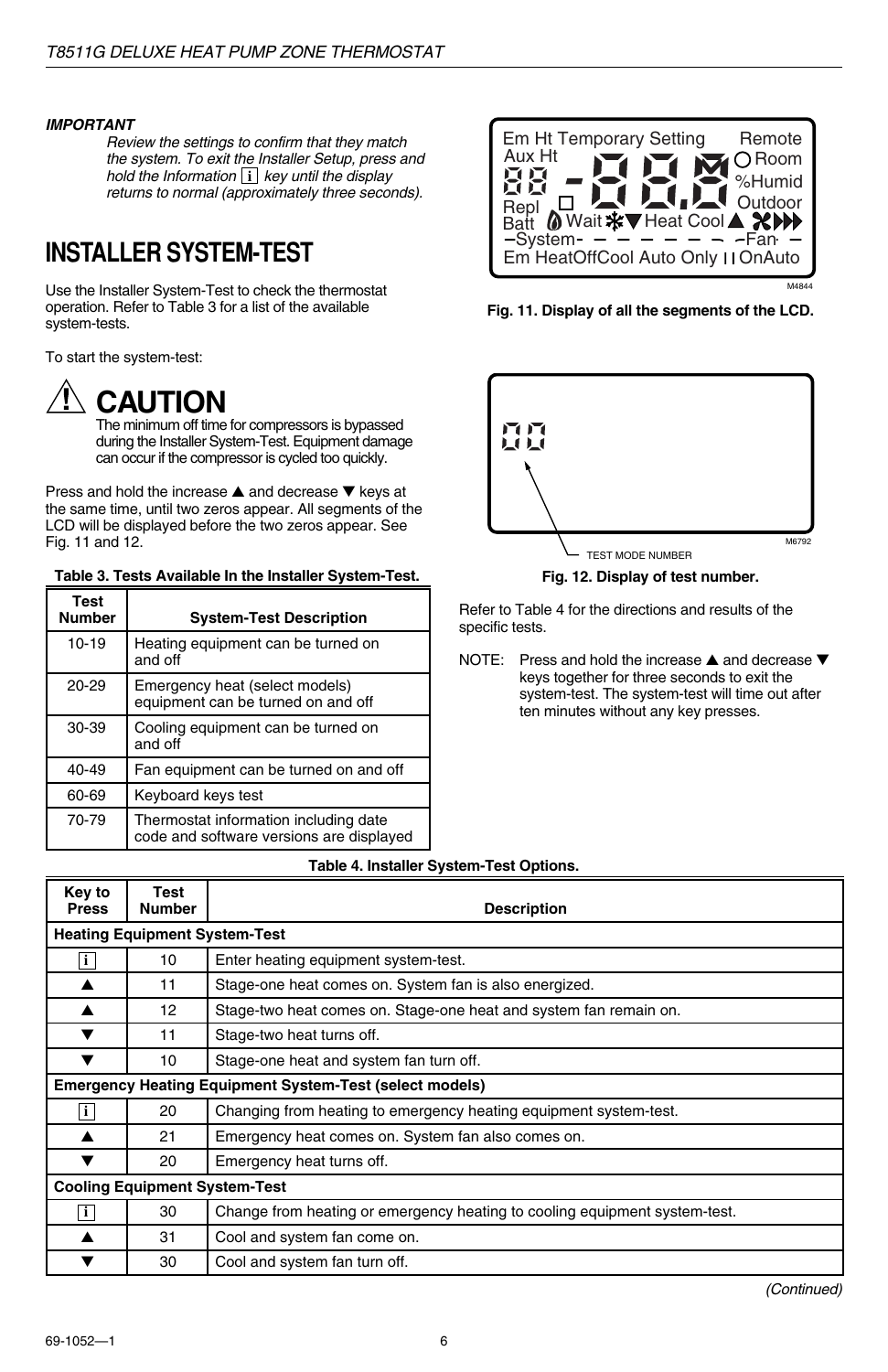***IMPORTANT***

*Review the settings to confirm that they match the system. To exit the Installer Setup, press and hold the Information [i] key until the display returns to normal (approximately three seconds).*

# INSTALLER SYSTEM-TEST

Use the Installer System-Test to check the thermostat operation. Refer to Table 3 for a list of the available system-tests.

To start the system-test:

## ⚠ CAUTION

The minimum off time for compressors is bypassed during the Installer System-Test. Equipment damage can occur if the compressor is cycled too quickly.

Press and hold the increase ▲ and decrease ▼ keys at the same time, until two zeros appear. All segments of the LCD will be displayed before the two zeros appear. See Fig. 11 and 12.

**Table 3. Tests Available In the Installer System-Test.**

| Test Number | System-Test Description |
|---|---|
| 10-19 | Heating equipment can be turned on and off |
| 20-29 | Emergency heat (select models) equipment can be turned on and off |
| 30-39 | Cooling equipment can be turned on and off |
| 40-49 | Fan equipment can be turned on and off |
| 60-69 | Keyboard keys test |
| 70-79 | Thermostat information including date code and software versions are displayed |

**Fig. 11. Display of all the segments of the LCD.**

TEST MODE NUMBER

**Fig. 12. Display of test number.**

Refer to Table 4 for the directions and results of the specific tests.

NOTE: Press and hold the increase ▲ and decrease ▼ keys together for three seconds to exit the system-test. The system-test will time out after ten minutes without any key presses.

**Table 4. Installer System-Test Options.**

| Key to Press | Test Number | Description |
|---|---|---|
| **Heating Equipment System-Test** | | |
| [i] | 10 | Enter heating equipment system-test. |
| ▲ | 11 | Stage-one heat comes on. System fan is also energized. |
| ▲ | 12 | Stage-two heat comes on. Stage-one heat and system fan remain on. |
| ▼ | 11 | Stage-two heat turns off. |
| ▼ | 10 | Stage-one heat and system fan turn off. |
| **Emergency Heating Equipment System-Test (select models)** | | |
| [i] | 20 | Changing from heating to emergency heating equipment system-test. |
| ▲ | 21 | Emergency heat comes on. System fan also comes on. |
| ▼ | 20 | Emergency heat turns off. |
| **Cooling Equipment System-Test** | | |
| [i] | 30 | Change from heating or emergency heating to cooling equipment system-test. |
| ▲ | 31 | Cool and system fan come on. |
| ▼ | 30 | Cool and system fan turn off. |

*(Continued)*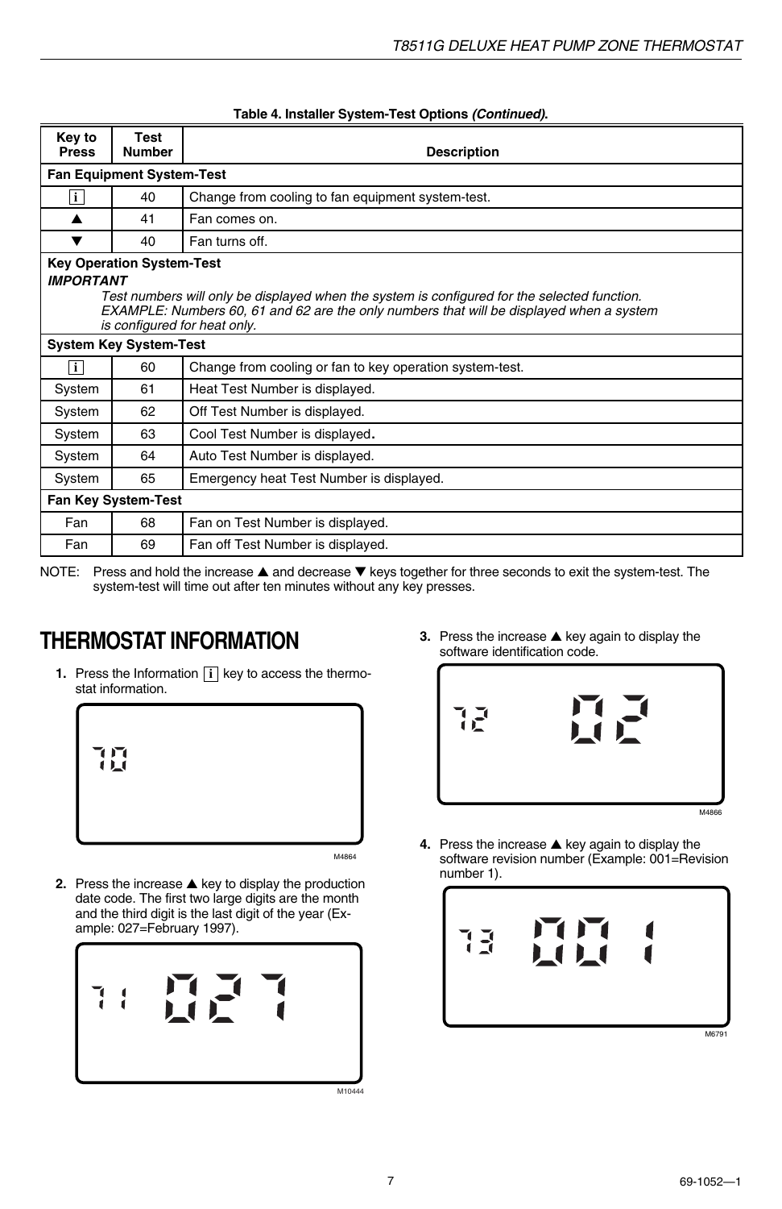**Table 4. Installer System-Test Options *(Continued)*.**

| Key to Press | Test Number | Description |
|---|---|---|
| **Fan Equipment System-Test** | | |
| i | 40 | Change from cooling to fan equipment system-test. |
| ▲ | 41 | Fan comes on. |
| ▼ | 40 | Fan turns off. |
| **Key Operation System-Test** ***IMPORTANT*** *Test numbers will only be displayed when the system is configured for the selected function. EXAMPLE: Numbers 60, 61 and 62 are the only numbers that will be displayed when a system is configured for heat only.* | | |
| **System Key System-Test** | | |
| i | 60 | Change from cooling or fan to key operation system-test. |
| System | 61 | Heat Test Number is displayed. |
| System | 62 | Off Test Number is displayed. |
| System | 63 | Cool Test Number is displayed. |
| System | 64 | Auto Test Number is displayed. |
| System | 65 | Emergency heat Test Number is displayed. |
| **Fan Key System-Test** | | |
| Fan | 68 | Fan on Test Number is displayed. |
| Fan | 69 | Fan off Test Number is displayed. |

NOTE: Press and hold the increase ▲ and decrease ▼ keys together for three seconds to exit the system-test. The system-test will time out after ten minutes without any key presses.

# THERMOSTAT INFORMATION

1. Press the Information i key to access the thermostat information.

   70

   M4864

2. Press the increase ▲ key to display the production date code. The first two large digits are the month and the third digit is the last digit of the year (Example: 027=February 1997).

   71 027

   M10444

3. Press the increase ▲ key again to display the software identification code.

   72 02

   M4866

4. Press the increase ▲ key again to display the software revision number (Example: 001=Revision number 1).

   73 001

   M6791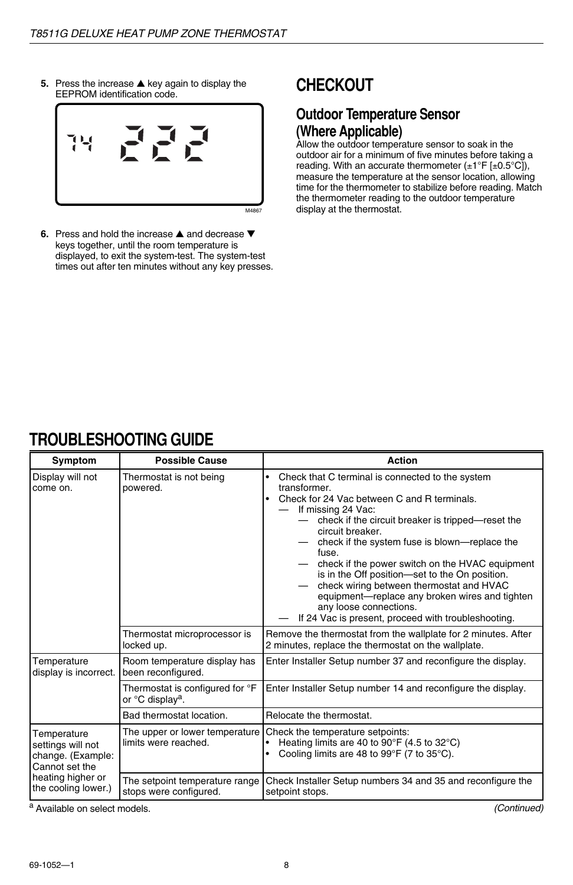5. Press the increase ▲ key again to display the EEPROM identification code.

74 222

M4867

6. Press and hold the increase ▲ and decrease ▼ keys together, until the room temperature is displayed, to exit the system-test. The system-test times out after ten minutes without any key presses.

# CHECKOUT

## Outdoor Temperature Sensor (Where Applicable)

Allow the outdoor temperature sensor to soak in the outdoor air for a minimum of five minutes before taking a reading. With an accurate thermometer (±1°F [±0.5°C]), measure the temperature at the sensor location, allowing time for the thermometer to stabilize before reading. Match the thermometer reading to the outdoor temperature display at the thermostat.

# TROUBLESHOOTING GUIDE

| Symptom | Possible Cause | Action |
|---|---|---|
| Display will not come on. | Thermostat is not being powered. | • Check that C terminal is connected to the system transformer.<br>• Check for 24 Vac between C and R terminals.<br>— If missing 24 Vac:<br>— check if the circuit breaker is tripped—reset the circuit breaker.<br>— check if the system fuse is blown—replace the fuse.<br>— check if the power switch on the HVAC equipment is in the Off position—set to the On position.<br>— check wiring between thermostat and HVAC equipment—replace any broken wires and tighten any loose connections.<br>— If 24 Vac is present, proceed with troubleshooting. |
| | Thermostat microprocessor is locked up. | Remove the thermostat from the wallplate for 2 minutes. After 2 minutes, replace the thermostat on the wallplate. |
| Temperature display is incorrect. | Room temperature display has been reconfigured. | Enter Installer Setup number 37 and reconfigure the display. |
| | Thermostat is configured for °F or °C display[a]. | Enter Installer Setup number 14 and reconfigure the display. |
| | Bad thermostat location. | Relocate the thermostat. |
| Temperature settings will not change. (Example: Cannot set the heating higher or the cooling lower.) | The upper or lower temperature limits were reached. | Check the temperature setpoints:<br>• Heating limits are 40 to 90°F (4.5 to 32°C)<br>• Cooling limits are 48 to 99°F (7 to 35°C). |
| | The setpoint temperature range stops were configured. | Check Installer Setup numbers 34 and 35 and reconfigure the setpoint stops. |

[a] Available on select models.

*(Continued)*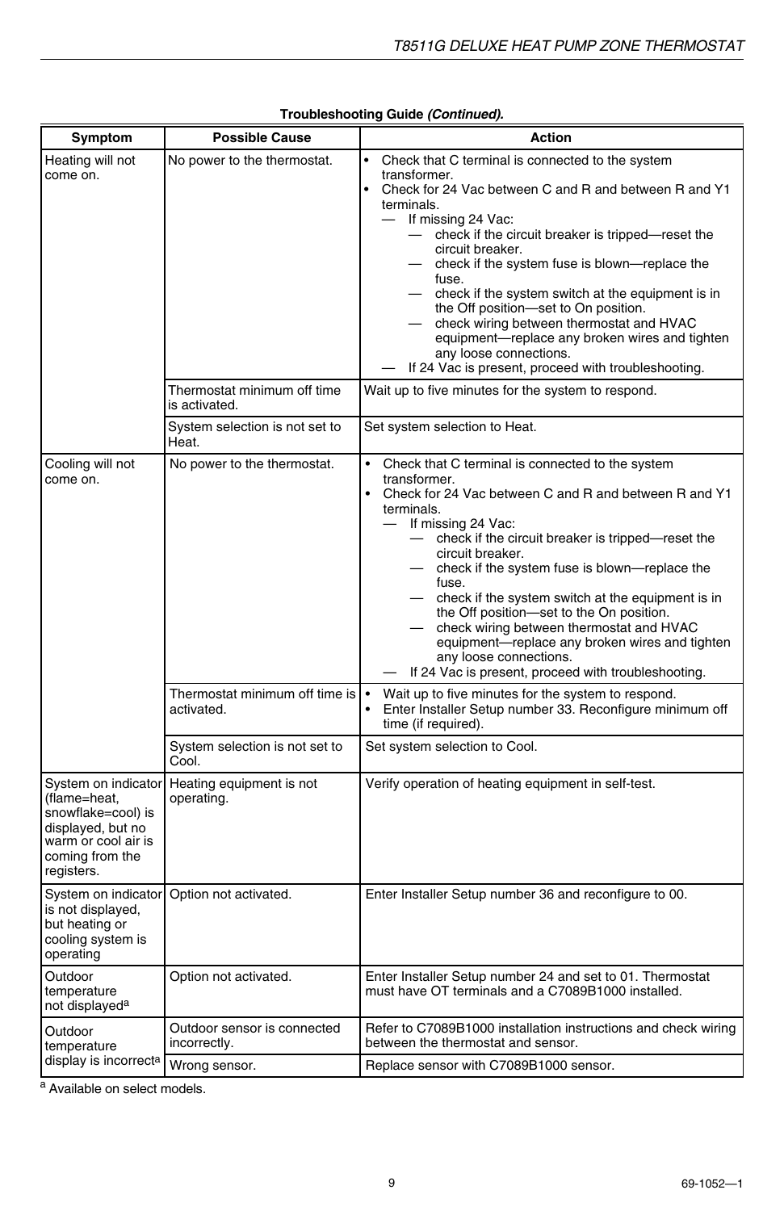**Troubleshooting Guide *(Continued).***

| Symptom | Possible Cause | Action |
|---|---|---|
| Heating will not come on. | No power to the thermostat. | • Check that C terminal is connected to the system transformer.<br>• Check for 24 Vac between C and R and between R and Y1 terminals.<br>— If missing 24 Vac:<br>— check if the circuit breaker is tripped—reset the circuit breaker.<br>— check if the system fuse is blown—replace the fuse.<br>— check if the system switch at the equipment is in the Off position—set to On position.<br>— check wiring between thermostat and HVAC equipment—replace any broken wires and tighten any loose connections.<br>— If 24 Vac is present, proceed with troubleshooting. |
| | Thermostat minimum off time is activated. | Wait up to five minutes for the system to respond. |
| | System selection is not set to Heat. | Set system selection to Heat. |
| Cooling will not come on. | No power to the thermostat. | • Check that C terminal is connected to the system transformer.<br>• Check for 24 Vac between C and R and between R and Y1 terminals.<br>— If missing 24 Vac:<br>— check if the circuit breaker is tripped—reset the circuit breaker.<br>— check if the system fuse is blown—replace the fuse.<br>— check if the system switch at the equipment is in the Off position—set to the On position.<br>— check wiring between thermostat and HVAC equipment—replace any broken wires and tighten any loose connections.<br>— If 24 Vac is present, proceed with troubleshooting. |
| | Thermostat minimum off time is activated. | • Wait up to five minutes for the system to respond.<br>• Enter Installer Setup number 33. Reconfigure minimum off time (if required). |
| | System selection is not set to Cool. | Set system selection to Cool. |
| System on indicator (flame=heat, snowflake=cool) is displayed, but no warm or cool air is coming from the registers. | Heating equipment is not operating. | Verify operation of heating equipment in self-test. |
| System on indicator is not displayed, but heating or cooling system is operating | Option not activated. | Enter Installer Setup number 36 and reconfigure to 00. |
| Outdoor temperature not displayed[a] | Option not activated. | Enter Installer Setup number 24 and set to 01. Thermostat must have OT terminals and a C7089B1000 installed. |
| Outdoor temperature display is incorrect[a] | Outdoor sensor is connected incorrectly. | Refer to C7089B1000 installation instructions and check wiring between the thermostat and sensor. |
| | Wrong sensor. | Replace sensor with C7089B1000 sensor. |

[a] Available on select models.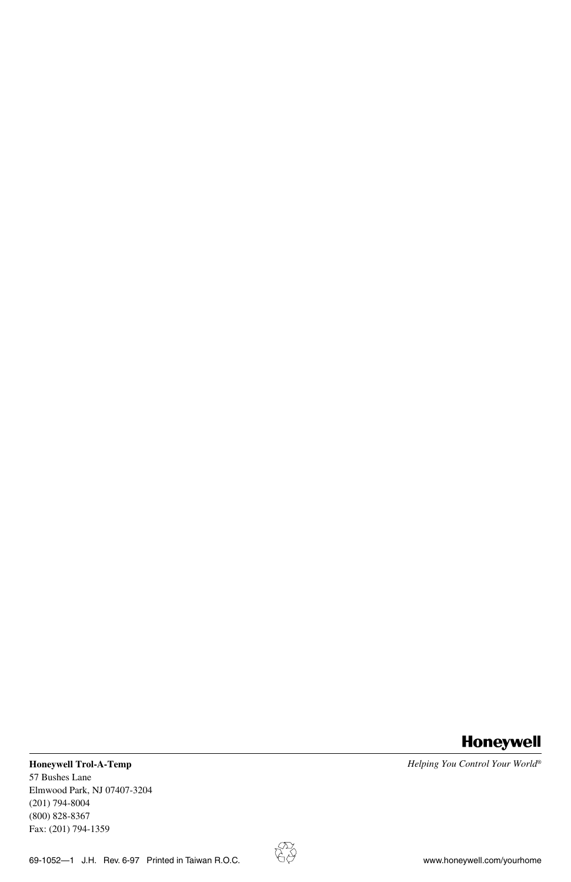**Honeywell**

**Honeywell Trol-A-Temp**
57 Bushes Lane
Elmwood Park, NJ 07407-3204
(201) 794-8004
(800) 828-8367
Fax: (201) 794-1359

*Helping You Control Your World®*

69-1052—1 J.H. Rev. 6-97 Printed in Taiwan R.O.C.

www.honeywell.com/yourhome